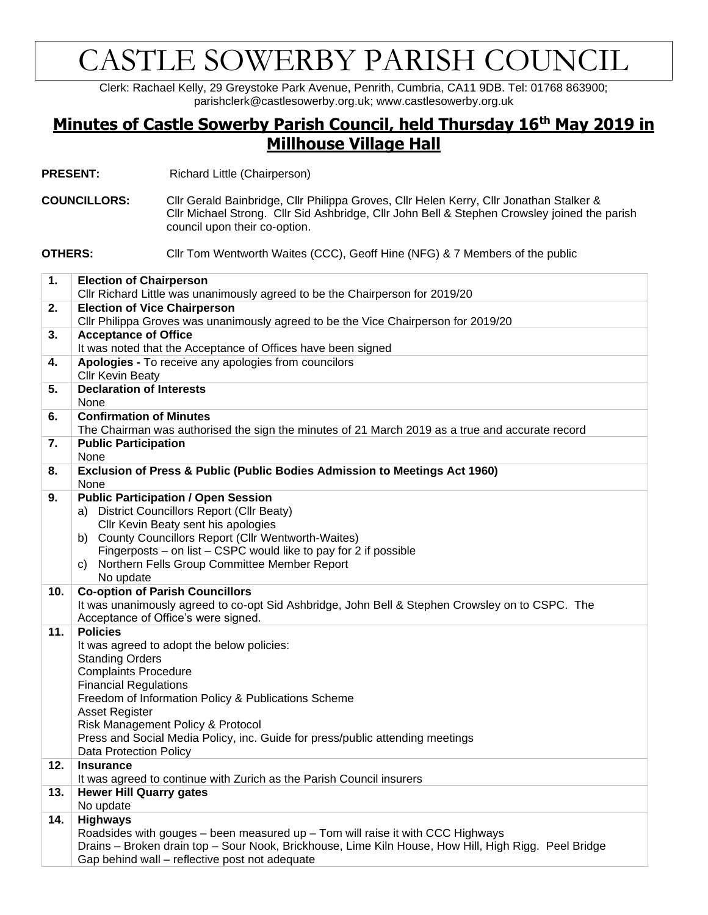# CASTLE SOWERBY PARISH COUNCIL

Clerk: Rachael Kelly, 29 Greystoke Park Avenue, Penrith, Cumbria, CA11 9DB. Tel: 01768 863900; parishclerk@castlesowerby.org.uk; www.castlesowerby.org.uk

## Minutes of Castle Sowerby Parish Council, held Thursday 16th May 2019 in Millhouse Village Hall

**PRESENT:** Richard Little (Chairperson)

**COUNCILLORS:** Cllr Gerald Bainbridge, Cllr Philippa Groves, Cllr Helen Kerry, Cllr Jonathan Stalker & Cllr Michael Strong. Cllr Sid Ashbridge, Cllr John Bell & Stephen Crowsley joined the parish council upon their co-option.

**OTHERS:** Cllr Tom Wentworth Waites (CCC), Geoff Hine (NFG) & 7 Members of the public

| | |
|---|---|
| **1.** | **Election of Chairperson**<br>Cllr Richard Little was unanimously agreed to be the Chairperson for 2019/20 |
| **2.** | **Election of Vice Chairperson**<br>Cllr Philippa Groves was unanimously agreed to be the Vice Chairperson for 2019/20 |
| **3.** | **Acceptance of Office**<br>It was noted that the Acceptance of Offices have been signed |
| **4.** | **Apologies -** To receive any apologies from councilors<br>Cllr Kevin Beaty |
| **5.** | **Declaration of Interests**<br>None |
| **6.** | **Confirmation of Minutes**<br>The Chairman was authorised the sign the minutes of 21 March 2019 as a true and accurate record |
| **7.** | **Public Participation**<br>None |
| **8.** | **Exclusion of Press & Public (Public Bodies Admission to Meetings Act 1960)**<br>None |
| **9.** | **Public Participation / Open Session**<br>a) District Councillors Report (Cllr Beaty)<br>Cllr Kevin Beaty sent his apologies<br>b) County Councillors Report (Cllr Wentworth-Waites)<br>Fingerposts – on list – CSPC would like to pay for 2 if possible<br>c) Northern Fells Group Committee Member Report<br>No update |
| **10.** | **Co-option of Parish Councillors**<br>It was unanimously agreed to co-opt Sid Ashbridge, John Bell & Stephen Crowsley on to CSPC. The Acceptance of Office's were signed. |
| **11.** | **Policies**<br>It was agreed to adopt the below policies:<br>Standing Orders<br>Complaints Procedure<br>Financial Regulations<br>Freedom of Information Policy & Publications Scheme<br>Asset Register<br>Risk Management Policy & Protocol<br>Press and Social Media Policy, inc. Guide for press/public attending meetings<br>Data Protection Policy |
| **12.** | **Insurance**<br>It was agreed to continue with Zurich as the Parish Council insurers |
| **13.** | **Hewer Hill Quarry gates**<br>No update |
| **14.** | **Highways**<br>Roadsides with gouges – been measured up – Tom will raise it with CCC Highways<br>Drains – Broken drain top – Sour Nook, Brickhouse, Lime Kiln House, How Hill, High Rigg. Peel Bridge<br>Gap behind wall – reflective post not adequate |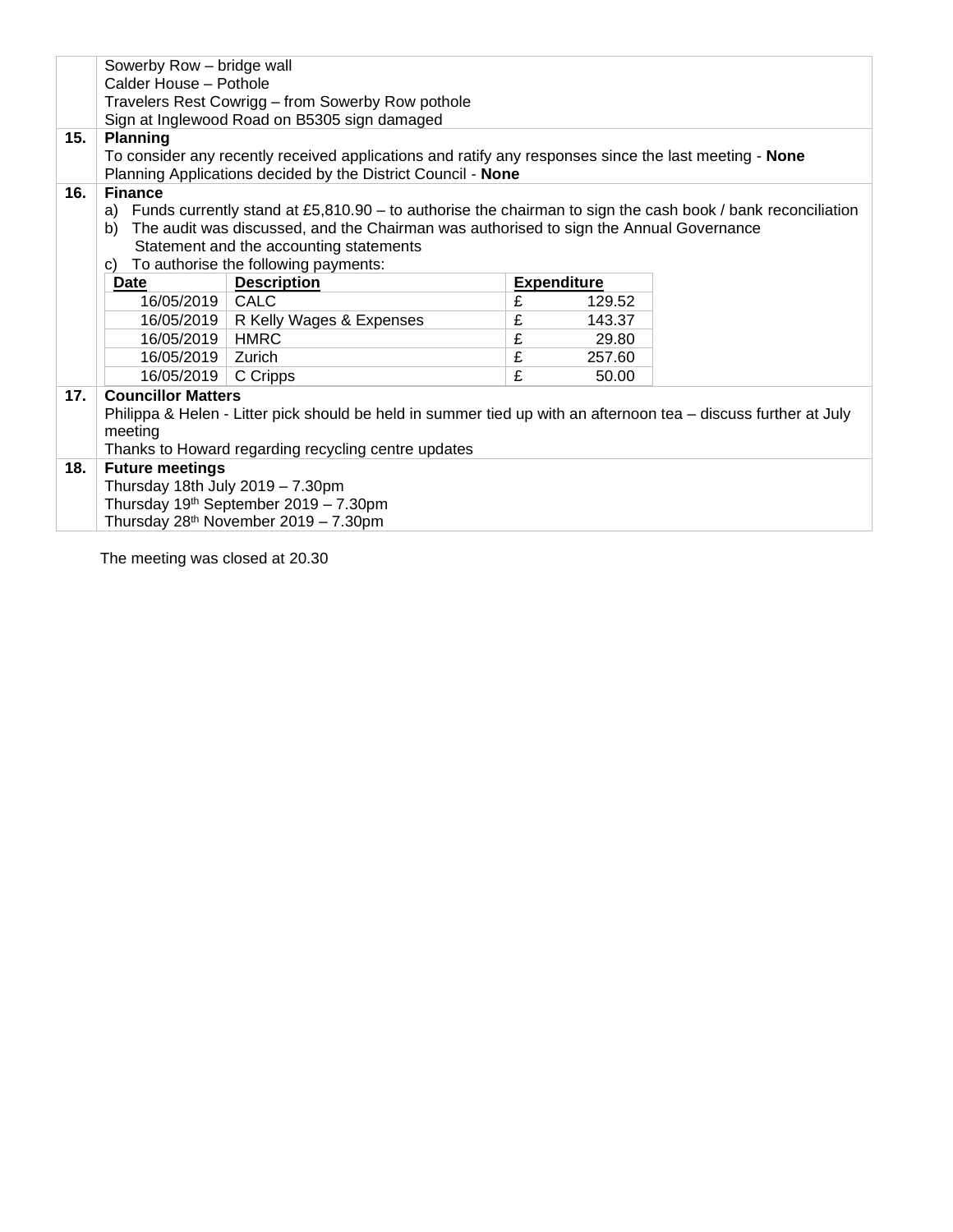Sowerby Row – bridge wall
Calder House – Pothole
Travelers Rest Cowrigg – from Sowerby Row pothole
Sign at Inglewood Road on B5305 sign damaged

**15. Planning**

To consider any recently received applications and ratify any responses since the last meeting - **None**
Planning Applications decided by the District Council - **None**

**16. Finance**

a) Funds currently stand at £5,810.90 – to authorise the chairman to sign the cash book / bank reconciliation
b) The audit was discussed, and the Chairman was authorised to sign the Annual Governance Statement and the accounting statements
c) To authorise the following payments:

| **Date** | **Description** | **Expenditure** |
|---|---|---|
| 16/05/2019 | CALC | £ 129.52 |
| 16/05/2019 | R Kelly Wages & Expenses | £ 143.37 |
| 16/05/2019 | HMRC | £ 29.80 |
| 16/05/2019 | Zurich | £ 257.60 |
| 16/05/2019 | C Cripps | £ 50.00 |

**17. Councillor Matters**

Philippa & Helen - Litter pick should be held in summer tied up with an afternoon tea – discuss further at July meeting
Thanks to Howard regarding recycling centre updates

**18. Future meetings**

Thursday 18th July 2019 – 7.30pm
Thursday 19th September 2019 – 7.30pm
Thursday 28th November 2019 – 7.30pm

The meeting was closed at 20.30